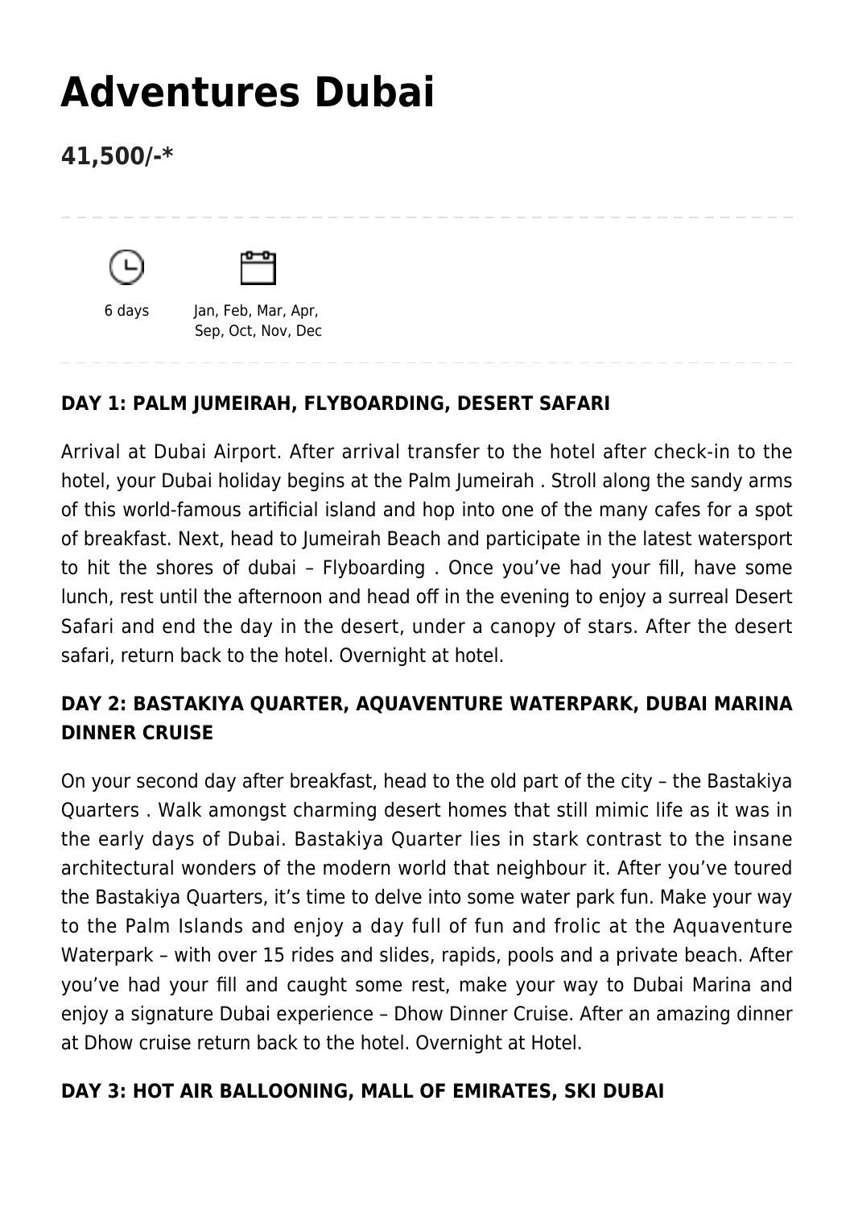# Adventures Dubai

## 41,500/-*

6 days

Jan, Feb, Mar, Apr, Sep, Oct, Nov, Dec

### DAY 1: PALM JUMEIRAH, FLYBOARDING, DESERT SAFARI

Arrival at Dubai Airport. After arrival transfer to the hotel after check-in to the hotel, your Dubai holiday begins at the Palm Jumeirah . Stroll along the sandy arms of this world-famous artificial island and hop into one of the many cafes for a spot of breakfast. Next, head to Jumeirah Beach and participate in the latest watersport to hit the shores of dubai – Flyboarding . Once you've had your fill, have some lunch, rest until the afternoon and head off in the evening to enjoy a surreal Desert Safari and end the day in the desert, under a canopy of stars. After the desert safari, return back to the hotel. Overnight at hotel.

### DAY 2: BASTAKIYA QUARTER, AQUAVENTURE WATERPARK, DUBAI MARINA DINNER CRUISE

On your second day after breakfast, head to the old part of the city – the Bastakiya Quarters . Walk amongst charming desert homes that still mimic life as it was in the early days of Dubai. Bastakiya Quarter lies in stark contrast to the insane architectural wonders of the modern world that neighbour it. After you've toured the Bastakiya Quarters, it's time to delve into some water park fun. Make your way to the Palm Islands and enjoy a day full of fun and frolic at the Aquaventure Waterpark – with over 15 rides and slides, rapids, pools and a private beach. After you've had your fill and caught some rest, make your way to Dubai Marina and enjoy a signature Dubai experience – Dhow Dinner Cruise. After an amazing dinner at Dhow cruise return back to the hotel. Overnight at Hotel.

### DAY 3: HOT AIR BALLOONING, MALL OF EMIRATES, SKI DUBAI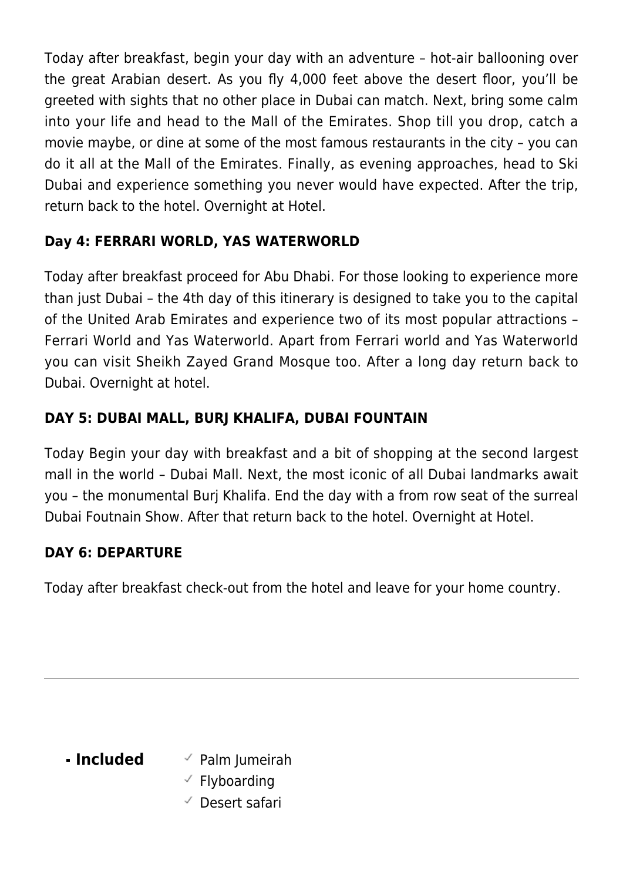Today after breakfast, begin your day with an adventure – hot-air ballooning over the great Arabian desert. As you fly 4,000 feet above the desert floor, you'll be greeted with sights that no other place in Dubai can match. Next, bring some calm into your life and head to the Mall of the Emirates. Shop till you drop, catch a movie maybe, or dine at some of the most famous restaurants in the city – you can do it all at the Mall of the Emirates. Finally, as evening approaches, head to Ski Dubai and experience something you never would have expected. After the trip, return back to the hotel. Overnight at Hotel.

### Day 4: FERRARI WORLD, YAS WATERWORLD

Today after breakfast proceed for Abu Dhabi. For those looking to experience more than just Dubai – the 4th day of this itinerary is designed to take you to the capital of the United Arab Emirates and experience two of its most popular attractions – Ferrari World and Yas Waterworld. Apart from Ferrari world and Yas Waterworld you can visit Sheikh Zayed Grand Mosque too. After a long day return back to Dubai. Overnight at hotel.

### DAY 5: DUBAI MALL, BURJ KHALIFA, DUBAI FOUNTAIN

Today Begin your day with breakfast and a bit of shopping at the second largest mall in the world – Dubai Mall. Next, the most iconic of all Dubai landmarks await you – the monumental Burj Khalifa. End the day with a from row seat of the surreal Dubai Foutnain Show. After that return back to the hotel. Overnight at Hotel.

### DAY 6: DEPARTURE

Today after breakfast check-out from the hotel and leave for your home country.

---

- **Included**
  - ✓ Palm Jumeirah
  - ✓ Flyboarding
  - ✓ Desert safari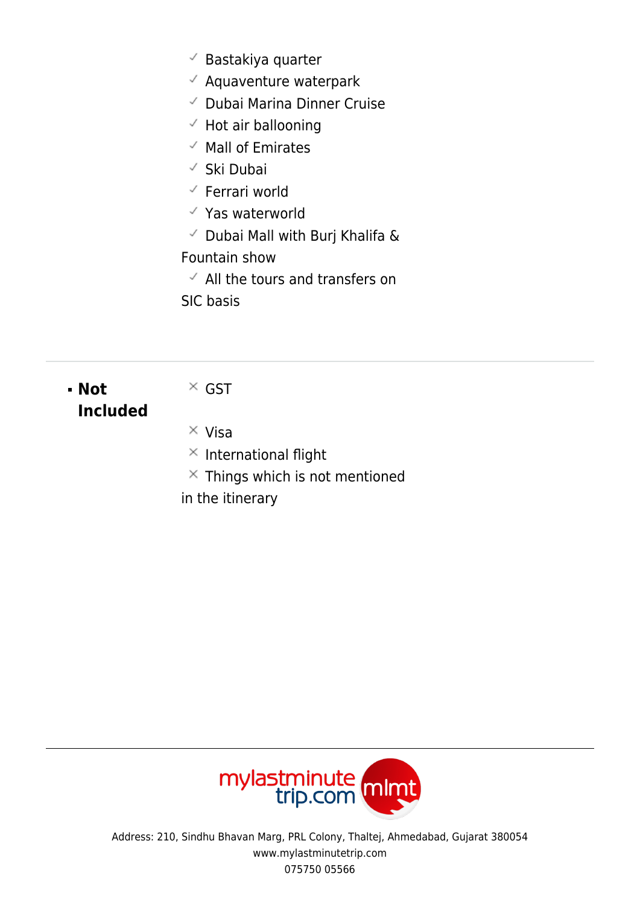- ✓ Bastakiya quarter
- ✓ Aquaventure waterpark
- ✓ Dubai Marina Dinner Cruise
- ✓ Hot air ballooning
- ✓ Mall of Emirates
- ✓ Ski Dubai
- ✓ Ferrari world
- ✓ Yas waterworld
- ✓ Dubai Mall with Burj Khalifa & Fountain show
- ✓ All the tours and transfers on SIC basis

---

- **Not Included**
  - × GST
  - × Visa
  - × International flight
  - × Things which is not mentioned in the itinerary

---

mylastminutetrip.com mlmt

Address: 210, Sindhu Bhavan Marg, PRL Colony, Thaltej, Ahmedabad, Gujarat 380054
www.mylastminutetrip.com
075750 05566